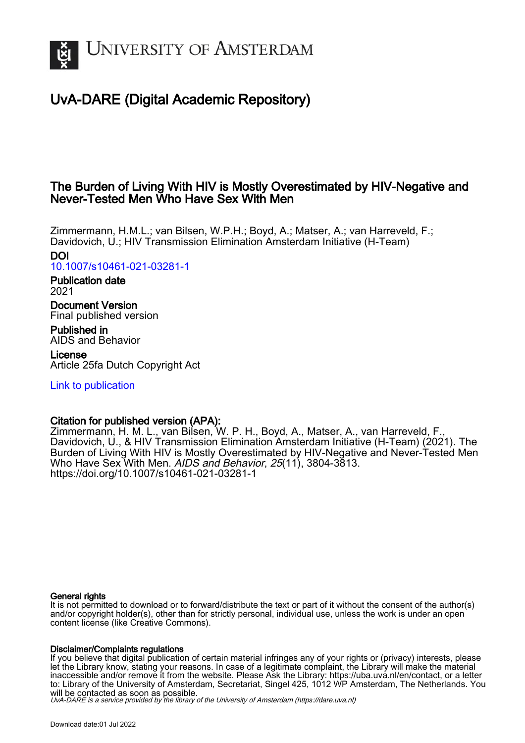University of Amsterdam

# UvA-DARE (Digital Academic Repository)

## The Burden of Living With HIV is Mostly Overestimated by HIV-Negative and Never-Tested Men Who Have Sex With Men

Zimmermann, H.M.L.; van Bilsen, W.P.H.; Boyd, A.; Matser, A.; van Harreveld, F.; Davidovich, U.; HIV Transmission Elimination Amsterdam Initiative (H-Team)

**DOI**
10.1007/s10461-021-03281-1

**Publication date**
2021

**Document Version**
Final published version

**Published in**
AIDS and Behavior

**License**
Article 25fa Dutch Copyright Act

Link to publication

**Citation for published version (APA):**
Zimmermann, H. M. L., van Bilsen, W. P. H., Boyd, A., Matser, A., van Harreveld, F., Davidovich, U., & HIV Transmission Elimination Amsterdam Initiative (H-Team) (2021). The Burden of Living With HIV is Mostly Overestimated by HIV-Negative and Never-Tested Men Who Have Sex With Men. *AIDS and Behavior*, *25*(11), 3804-3813. https://doi.org/10.1007/s10461-021-03281-1

**General rights**
It is not permitted to download or to forward/distribute the text or part of it without the consent of the author(s) and/or copyright holder(s), other than for strictly personal, individual use, unless the work is under an open content license (like Creative Commons).

**Disclaimer/Complaints regulations**
If you believe that digital publication of certain material infringes any of your rights or (privacy) interests, please let the Library know, stating your reasons. In case of a legitimate complaint, the Library will make the material inaccessible and/or remove it from the website. Please Ask the Library: https://uba.uva.nl/en/contact, or a letter to: Library of the University of Amsterdam, Secretariat, Singel 425, 1012 WP Amsterdam, The Netherlands. You will be contacted as soon as possible.

*UvA-DARE is a service provided by the library of the University of Amsterdam (https://dare.uva.nl)*

Download date:01 Jul 2022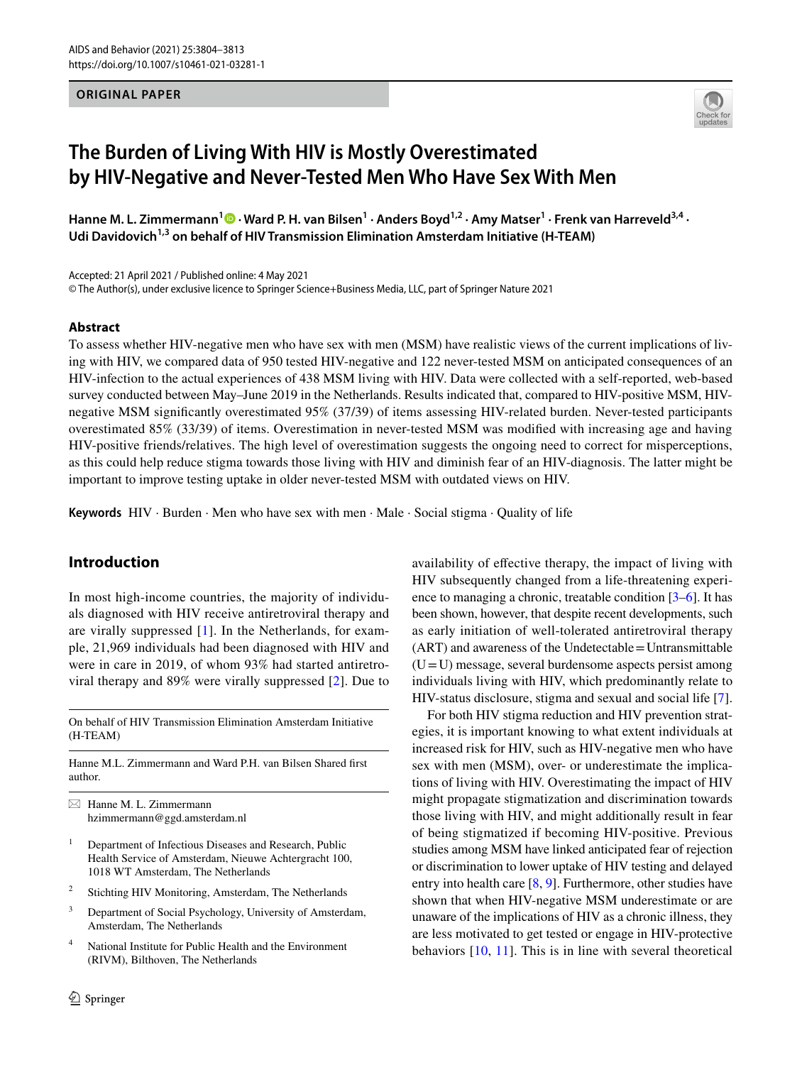ORIGINAL PAPER

# The Burden of Living With HIV is Mostly Overestimated by HIV-Negative and Never-Tested Men Who Have Sex With Men

**Hanne M. L. Zimmermann[1] · Ward P. H. van Bilsen[1] · Anders Boyd[1,2] · Amy Matser[1] · Frenk van Harreveld[3,4] · Udi Davidovich[1,3] on behalf of HIV Transmission Elimination Amsterdam Initiative (H-TEAM)**

Accepted: 21 April 2021 / Published online: 4 May 2021
© The Author(s), under exclusive licence to Springer Science+Business Media, LLC, part of Springer Nature 2021

## Abstract

To assess whether HIV-negative men who have sex with men (MSM) have realistic views of the current implications of living with HIV, we compared data of 950 tested HIV-negative and 122 never-tested MSM on anticipated consequences of an HIV-infection to the actual experiences of 438 MSM living with HIV. Data were collected with a self-reported, web-based survey conducted between May–June 2019 in the Netherlands. Results indicated that, compared to HIV-positive MSM, HIV-negative MSM significantly overestimated 95% (37/39) of items assessing HIV-related burden. Never-tested participants overestimated 85% (33/39) of items. Overestimation in never-tested MSM was modified with increasing age and having HIV-positive friends/relatives. The high level of overestimation suggests the ongoing need to correct for misperceptions, as this could help reduce stigma towards those living with HIV and diminish fear of an HIV-diagnosis. The latter might be important to improve testing uptake in older never-tested MSM with outdated views on HIV.

**Keywords** HIV · Burden · Men who have sex with men · Male · Social stigma · Quality of life

## Introduction

In most high-income countries, the majority of individuals diagnosed with HIV receive antiretroviral therapy and are virally suppressed [1]. In the Netherlands, for example, 21,969 individuals had been diagnosed with HIV and were in care in 2019, of whom 93% had started antiretroviral therapy and 89% were virally suppressed [2]. Due to availability of effective therapy, the impact of living with HIV subsequently changed from a life-threatening experience to managing a chronic, treatable condition [3–6]. It has been shown, however, that despite recent developments, such as early initiation of well-tolerated antiretroviral therapy (ART) and awareness of the Undetectable = Untransmittable (U = U) message, several burdensome aspects persist among individuals living with HIV, which predominantly relate to HIV-status disclosure, stigma and sexual and social life [7].

For both HIV stigma reduction and HIV prevention strategies, it is important knowing to what extent individuals at increased risk for HIV, such as HIV-negative men who have sex with men (MSM), over- or underestimate the implications of living with HIV. Overestimating the impact of HIV might propagate stigmatization and discrimination towards those living with HIV, and might additionally result in fear of being stigmatized if becoming HIV-positive. Previous studies among MSM have linked anticipated fear of rejection or discrimination to lower uptake of HIV testing and delayed entry into health care [8, 9]. Furthermore, other studies have shown that when HIV-negative MSM underestimate or are unaware of the implications of HIV as a chronic illness, they are less motivated to get tested or engage in HIV-protective behaviors [10, 11]. This is in line with several theoretical

---

On behalf of HIV Transmission Elimination Amsterdam Initiative (H-TEAM)

Hanne M.L. Zimmermann and Ward P.H. van Bilsen Shared first author.

✉ Hanne M. L. Zimmermann
hzimmermann@ggd.amsterdam.nl

[1] Department of Infectious Diseases and Research, Public Health Service of Amsterdam, Nieuwe Achtergracht 100, 1018 WT Amsterdam, The Netherlands

[2] Stichting HIV Monitoring, Amsterdam, The Netherlands

[3] Department of Social Psychology, University of Amsterdam, Amsterdam, The Netherlands

[4] National Institute for Public Health and the Environment (RIVM), Bilthoven, The Netherlands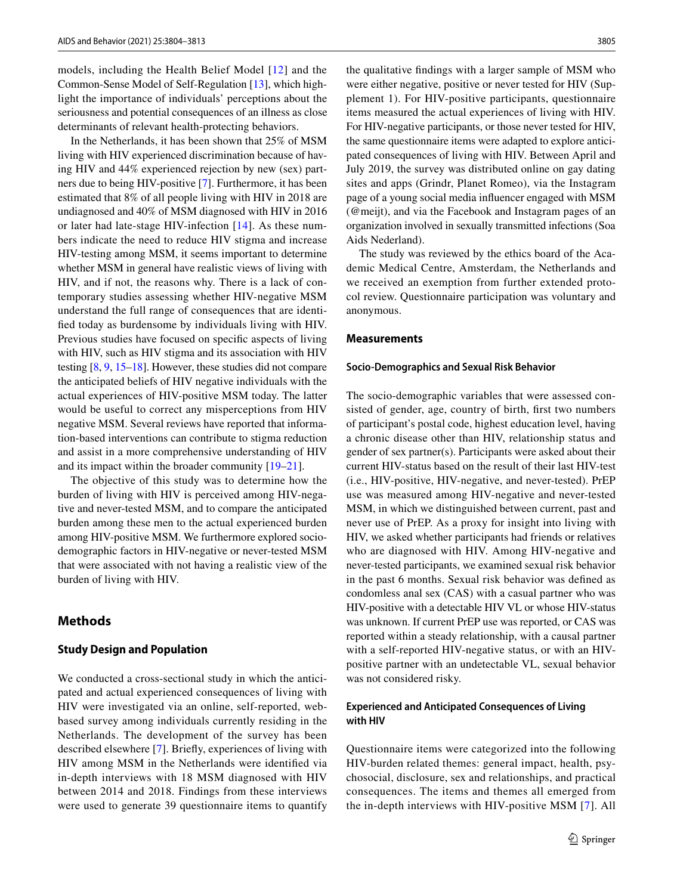models, including the Health Belief Model [12] and the Common-Sense Model of Self-Regulation [13], which highlight the importance of individuals' perceptions about the seriousness and potential consequences of an illness as close determinants of relevant health-protecting behaviors.

In the Netherlands, it has been shown that 25% of MSM living with HIV experienced discrimination because of having HIV and 44% experienced rejection by new (sex) partners due to being HIV-positive [7]. Furthermore, it has been estimated that 8% of all people living with HIV in 2018 are undiagnosed and 40% of MSM diagnosed with HIV in 2016 or later had late-stage HIV-infection [14]. As these numbers indicate the need to reduce HIV stigma and increase HIV-testing among MSM, it seems important to determine whether MSM in general have realistic views of living with HIV, and if not, the reasons why. There is a lack of contemporary studies assessing whether HIV-negative MSM understand the full range of consequences that are identified today as burdensome by individuals living with HIV. Previous studies have focused on specific aspects of living with HIV, such as HIV stigma and its association with HIV testing [8, 9, 15–18]. However, these studies did not compare the anticipated beliefs of HIV negative individuals with the actual experiences of HIV-positive MSM today. The latter would be useful to correct any misperceptions from HIV negative MSM. Several reviews have reported that information-based interventions can contribute to stigma reduction and assist in a more comprehensive understanding of HIV and its impact within the broader community [19–21].

The objective of this study was to determine how the burden of living with HIV is perceived among HIV-negative and never-tested MSM, and to compare the anticipated burden among these men to the actual experienced burden among HIV-positive MSM. We furthermore explored socio-demographic factors in HIV-negative or never-tested MSM that were associated with not having a realistic view of the burden of living with HIV.

## Methods

### Study Design and Population

We conducted a cross-sectional study in which the anticipated and actual experienced consequences of living with HIV were investigated via an online, self-reported, web-based survey among individuals currently residing in the Netherlands. The development of the survey has been described elsewhere [7]. Briefly, experiences of living with HIV among MSM in the Netherlands were identified via in-depth interviews with 18 MSM diagnosed with HIV between 2014 and 2018. Findings from these interviews were used to generate 39 questionnaire items to quantify the qualitative findings with a larger sample of MSM who were either negative, positive or never tested for HIV (Supplement 1). For HIV-positive participants, questionnaire items measured the actual experiences of living with HIV. For HIV-negative participants, or those never tested for HIV, the same questionnaire items were adapted to explore anticipated consequences of living with HIV. Between April and July 2019, the survey was distributed online on gay dating sites and apps (Grindr, Planet Romeo), via the Instagram page of a young social media influencer engaged with MSM (@meijt), and via the Facebook and Instagram pages of an organization involved in sexually transmitted infections (Soa Aids Nederland).

The study was reviewed by the ethics board of the Academic Medical Centre, Amsterdam, the Netherlands and we received an exemption from further extended protocol review. Questionnaire participation was voluntary and anonymous.

### Measurements

#### Socio-Demographics and Sexual Risk Behavior

The socio-demographic variables that were assessed consisted of gender, age, country of birth, first two numbers of participant's postal code, highest education level, having a chronic disease other than HIV, relationship status and gender of sex partner(s). Participants were asked about their current HIV-status based on the result of their last HIV-test (i.e., HIV-positive, HIV-negative, and never-tested). PrEP use was measured among HIV-negative and never-tested MSM, in which we distinguished between current, past and never use of PrEP. As a proxy for insight into living with HIV, we asked whether participants had friends or relatives who are diagnosed with HIV. Among HIV-negative and never-tested participants, we examined sexual risk behavior in the past 6 months. Sexual risk behavior was defined as condomless anal sex (CAS) with a casual partner who was HIV-positive with a detectable HIV VL or whose HIV-status was unknown. If current PrEP use was reported, or CAS was reported within a steady relationship, with a causal partner with a self-reported HIV-negative status, or with an HIV-positive partner with an undetectable VL, sexual behavior was not considered risky.

#### Experienced and Anticipated Consequences of Living with HIV

Questionnaire items were categorized into the following HIV-burden related themes: general impact, health, psychosocial, disclosure, sex and relationships, and practical consequences. The items and themes all emerged from the in-depth interviews with HIV-positive MSM [7]. All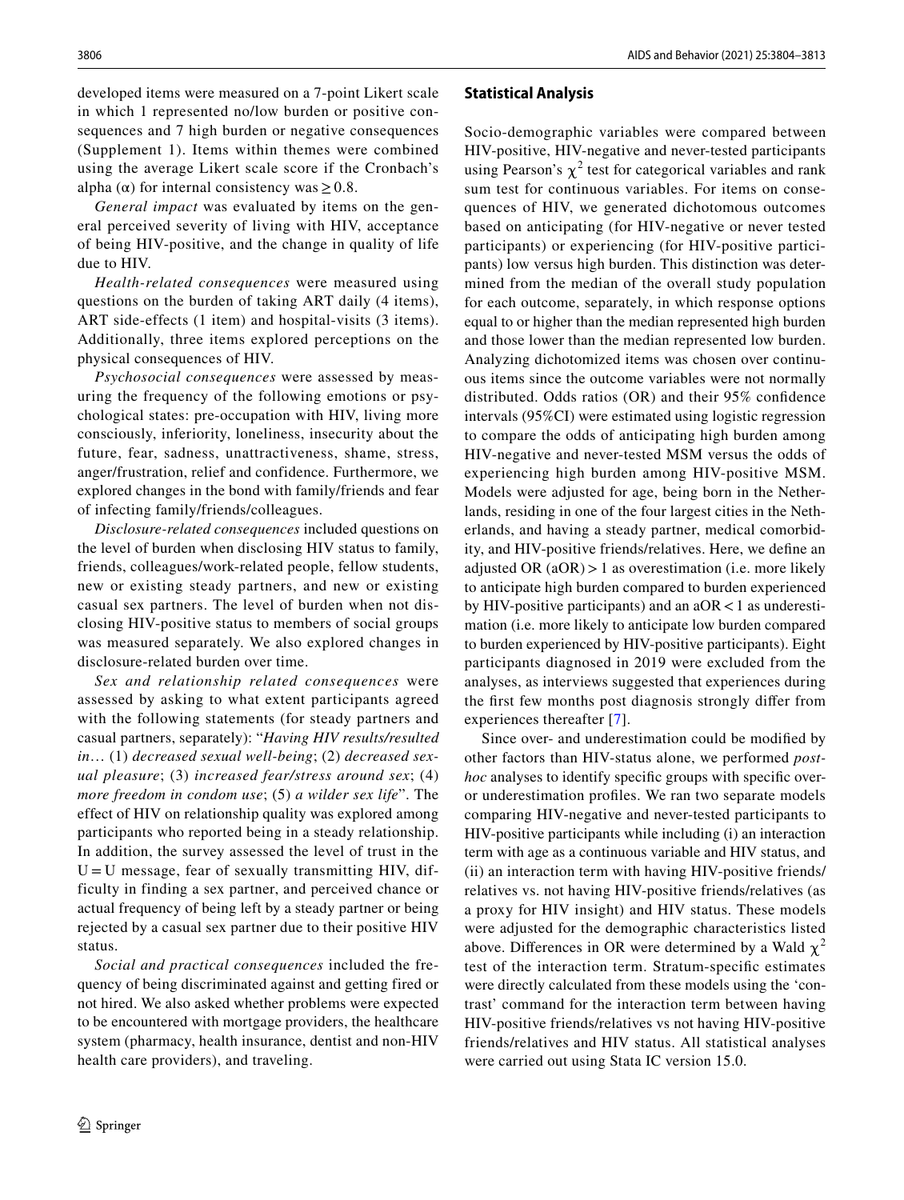developed items were measured on a 7-point Likert scale in which 1 represented no/low burden or positive consequences and 7 high burden or negative consequences (Supplement 1). Items within themes were combined using the average Likert scale score if the Cronbach's alpha (α) for internal consistency was ≥ 0.8.

*General impact* was evaluated by items on the general perceived severity of living with HIV, acceptance of being HIV-positive, and the change in quality of life due to HIV.

*Health-related consequences* were measured using questions on the burden of taking ART daily (4 items), ART side-effects (1 item) and hospital-visits (3 items). Additionally, three items explored perceptions on the physical consequences of HIV.

*Psychosocial consequences* were assessed by measuring the frequency of the following emotions or psychological states: pre-occupation with HIV, living more consciously, inferiority, loneliness, insecurity about the future, fear, sadness, unattractiveness, shame, stress, anger/frustration, relief and confidence. Furthermore, we explored changes in the bond with family/friends and fear of infecting family/friends/colleagues.

*Disclosure-related consequences* included questions on the level of burden when disclosing HIV status to family, friends, colleagues/work-related people, fellow students, new or existing steady partners, and new or existing casual sex partners. The level of burden when not disclosing HIV-positive status to members of social groups was measured separately. We also explored changes in disclosure-related burden over time.

*Sex and relationship related consequences* were assessed by asking to what extent participants agreed with the following statements (for steady partners and casual partners, separately): "*Having HIV results/resulted in*… (1) *decreased sexual well-being*; (2) *decreased sexual pleasure*; (3) *increased fear/stress around sex*; (4) *more freedom in condom use*; (5) *a wilder sex life*". The effect of HIV on relationship quality was explored among participants who reported being in a steady relationship. In addition, the survey assessed the level of trust in the U = U message, fear of sexually transmitting HIV, difficulty in finding a sex partner, and perceived chance or actual frequency of being left by a steady partner or being rejected by a casual sex partner due to their positive HIV status.

*Social and practical consequences* included the frequency of being discriminated against and getting fired or not hired. We also asked whether problems were expected to be encountered with mortgage providers, the healthcare system (pharmacy, health insurance, dentist and non-HIV health care providers), and traveling.

## Statistical Analysis

Socio-demographic variables were compared between HIV-positive, HIV-negative and never-tested participants using Pearson's $\chi^2$ test for categorical variables and rank sum test for continuous variables. For items on consequences of HIV, we generated dichotomous outcomes based on anticipating (for HIV-negative or never tested participants) or experiencing (for HIV-positive participants) low versus high burden. This distinction was determined from the median of the overall study population for each outcome, separately, in which response options equal to or higher than the median represented high burden and those lower than the median represented low burden. Analyzing dichotomized items was chosen over continuous items since the outcome variables were not normally distributed. Odds ratios (OR) and their 95% confidence intervals (95%CI) were estimated using logistic regression to compare the odds of anticipating high burden among HIV-negative and never-tested MSM versus the odds of experiencing high burden among HIV-positive MSM. Models were adjusted for age, being born in the Netherlands, residing in one of the four largest cities in the Netherlands, and having a steady partner, medical comorbidity, and HIV-positive friends/relatives. Here, we define an adjusted OR (aOR) > 1 as overestimation (i.e. more likely to anticipate high burden compared to burden experienced by HIV-positive participants) and an aOR < 1 as underestimation (i.e. more likely to anticipate low burden compared to burden experienced by HIV-positive participants). Eight participants diagnosed in 2019 were excluded from the analyses, as interviews suggested that experiences during the first few months post diagnosis strongly differ from experiences thereafter [7].

Since over- and underestimation could be modified by other factors than HIV-status alone, we performed *post-hoc* analyses to identify specific groups with specific over- or underestimation profiles. We ran two separate models comparing HIV-negative and never-tested participants to HIV-positive participants while including (i) an interaction term with age as a continuous variable and HIV status, and (ii) an interaction term with having HIV-positive friends/relatives vs. not having HIV-positive friends/relatives (as a proxy for HIV insight) and HIV status. These models were adjusted for the demographic characteristics listed above. Differences in OR were determined by a Wald $\chi^2$ test of the interaction term. Stratum-specific estimates were directly calculated from these models using the 'contrast' command for the interaction term between having HIV-positive friends/relatives vs not having HIV-positive friends/relatives and HIV status. All statistical analyses were carried out using Stata IC version 15.0.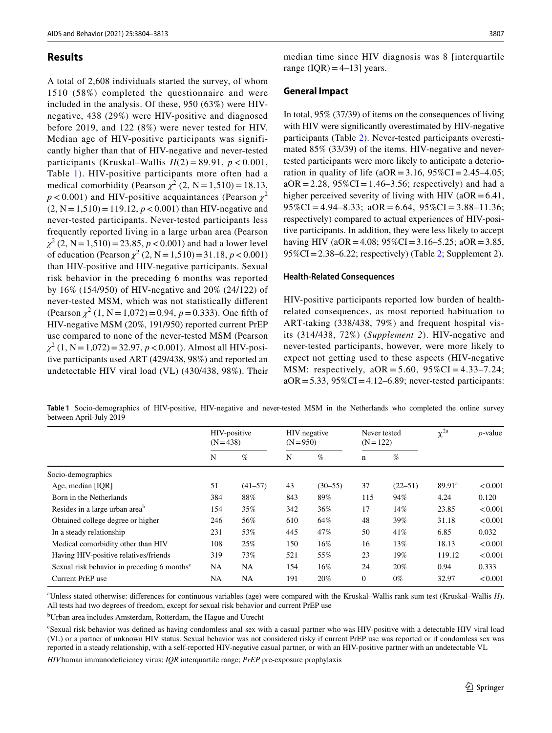## Results

A total of 2,608 individuals started the survey, of whom 1510 (58%) completed the questionnaire and were included in the analysis. Of these, 950 (63%) were HIV-negative, 438 (29%) were HIV-positive and diagnosed before 2019, and 122 (8%) were never tested for HIV. Median age of HIV-positive participants was significantly higher than that of HIV-negative and never-tested participants (Kruskal–Wallis $H(2) = 89.91$, $p < 0.001$, Table 1). HIV-positive participants more often had a medical comorbidity (Pearson $\chi^2$ (2, N = 1,510) = 18.13, $p < 0.001$) and HIV-positive acquaintances (Pearson $\chi^2$ (2, N = 1,510) = 119.12, $p < 0.001$) than HIV-negative and never-tested participants. Never-tested participants less frequently reported living in a large urban area (Pearson $\chi^2$ (2, N = 1,510) = 23.85, $p < 0.001$) and had a lower level of education (Pearson $\chi^2$ (2, N = 1,510) = 31.18, $p < 0.001$) than HIV-positive and HIV-negative participants. Sexual risk behavior in the preceding 6 months was reported by 16% (154/950) of HIV-negative and 20% (24/122) of never-tested MSM, which was not statistically different (Pearson $\chi^2$ (1, N = 1,072) = 0.94, $p = 0.333$). One fifth of HIV-negative MSM (20%, 191/950) reported current PrEP use compared to none of the never-tested MSM (Pearson $\chi^2$ (1, N = 1,072) = 32.97, $p < 0.001$). Almost all HIV-positive participants used ART (429/438, 98%) and reported an undetectable HIV viral load (VL) (430/438, 98%). Their median time since HIV diagnosis was 8 [interquartile range (IQR) = 4–13] years.

### General Impact

In total, 95% (37/39) of items on the consequences of living with HIV were significantly overestimated by HIV-negative participants (Table 2). Never-tested participants overestimated 85% (33/39) of the items. HIV-negative and never-tested participants were more likely to anticipate a deterioration in quality of life (aOR = 3.16, 95%CI = 2.45–4.05; aOR = 2.28, 95%CI = 1.46–3.56; respectively) and had a higher perceived severity of living with HIV (aOR = 6.41, 95%CI = 4.94–8.33; aOR = 6.64, 95%CI = 3.88–11.36; respectively) compared to actual experiences of HIV-positive participants. In addition, they were less likely to accept having HIV (aOR = 4.08; 95%CI = 3.16–5.25; aOR = 3.85, 95%CI = 2.38–6.22; respectively) (Table 2; Supplement 2).

#### Health-Related Consequences

HIV-positive participants reported low burden of health-related consequences, as most reported habituation to ART-taking (338/438, 79%) and frequent hospital visits (314/438, 72%) (*Supplement 2*). HIV-negative and never-tested participants, however, were more likely to expect not getting used to these aspects (HIV-negative MSM: respectively, aOR = 5.60, 95%CI = 4.33–7.24; aOR = 5.33, 95%CI = 4.12–6.89; never-tested participants:

**Table 1** Socio-demographics of HIV-positive, HIV-negative and never-tested MSM in the Netherlands who completed the online survey between April-July 2019

| | HIV-positive (N = 438) | | HIV negative (N = 950) | | Never tested (N = 122) | | $\chi^{2a}$ | *p*-value |
|---|---|---|---|---|---|---|---|---|
| | N | % | N | % | n | % | | |
| Socio-demographics | | | | | | | | |
| Age, median [IQR] | 51 | (41–57) | 43 | (30–55) | 37 | (22–51) | 89.91[a] | < 0.001 |
| Born in the Netherlands | 384 | 88% | 843 | 89% | 115 | 94% | 4.24 | 0.120 |
| Resides in a large urban area[b] | 154 | 35% | 342 | 36% | 17 | 14% | 23.85 | < 0.001 |
| Obtained college degree or higher | 246 | 56% | 610 | 64% | 48 | 39% | 31.18 | < 0.001 |
| In a steady relationship | 231 | 53% | 445 | 47% | 50 | 41% | 6.85 | 0.032 |
| Medical comorbidity other than HIV | 108 | 25% | 150 | 16% | 16 | 13% | 18.13 | < 0.001 |
| Having HIV-positive relatives/friends | 319 | 73% | 521 | 55% | 23 | 19% | 119.12 | < 0.001 |
| Sexual risk behavior in preceding 6 months[c] | NA | NA | 154 | 16% | 24 | 20% | 0.94 | 0.333 |
| Current PrEP use | NA | NA | 191 | 20% | 0 | 0% | 32.97 | < 0.001 |

[a]Unless stated otherwise: differences for continuous variables (age) were compared with the Kruskal–Wallis rank sum test (Kruskal–Wallis *H*). All tests had two degrees of freedom, except for sexual risk behavior and current PrEP use

[b]Urban area includes Amsterdam, Rotterdam, the Hague and Utrecht

[c]Sexual risk behavior was defined as having condomless anal sex with a casual partner who was HIV-positive with a detectable HIV viral load (VL) or a partner of unknown HIV status. Sexual behavior was not considered risky if current PrEP use was reported or if condomless sex was reported in a steady relationship, with a self-reported HIV-negative casual partner, or with an HIV-positive partner with an undetectable VL

*HIV* human immunodeficiency virus; *IQR* interquartile range; *PrEP* pre-exposure prophylaxis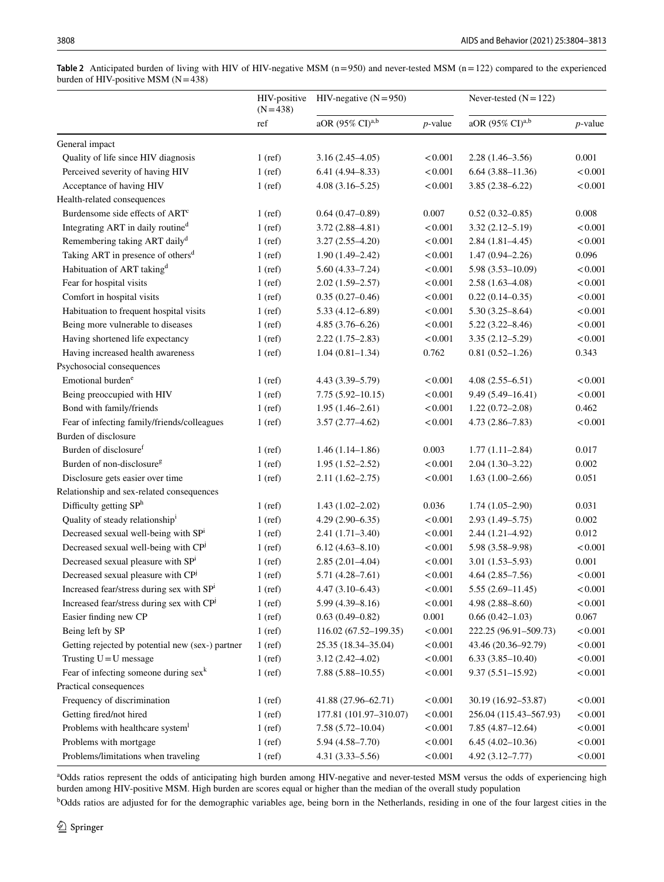**Table 2** Anticipated burden of living with HIV of HIV-negative MSM (n = 950) and never-tested MSM (n = 122) compared to the experienced burden of HIV-positive MSM (N = 438)

| | HIV-positive (N = 438) | HIV-negative (N = 950) | | Never-tested (N = 122) | |
|---|---|---|---|---|---|
| | ref | aOR (95% CI)[a,b] | *p*-value | aOR (95% CI)[a,b] | *p*-value |
| General impact | | | | | |
| Quality of life since HIV diagnosis | 1 (ref) | 3.16 (2.45–4.05) | < 0.001 | 2.28 (1.46–3.56) | 0.001 |
| Perceived severity of having HIV | 1 (ref) | 6.41 (4.94–8.33) | < 0.001 | 6.64 (3.88–11.36) | < 0.001 |
| Acceptance of having HIV | 1 (ref) | 4.08 (3.16–5.25) | < 0.001 | 3.85 (2.38–6.22) | < 0.001 |
| Health-related consequences | | | | | |
| Burdensome side effects of ART[c] | 1 (ref) | 0.64 (0.47–0.89) | 0.007 | 0.52 (0.32–0.85) | 0.008 |
| Integrating ART in daily routine[d] | 1 (ref) | 3.72 (2.88–4.81) | < 0.001 | 3.32 (2.12–5.19) | < 0.001 |
| Remembering taking ART daily[d] | 1 (ref) | 3.27 (2.55–4.20) | < 0.001 | 2.84 (1.81–4.45) | < 0.001 |
| Taking ART in presence of others[d] | 1 (ref) | 1.90 (1.49–2.42) | < 0.001 | 1.47 (0.94–2.26) | 0.096 |
| Habituation of ART taking[d] | 1 (ref) | 5.60 (4.33–7.24) | < 0.001 | 5.98 (3.53–10.09) | < 0.001 |
| Fear for hospital visits | 1 (ref) | 2.02 (1.59–2.57) | < 0.001 | 2.58 (1.63–4.08) | < 0.001 |
| Comfort in hospital visits | 1 (ref) | 0.35 (0.27–0.46) | < 0.001 | 0.22 (0.14–0.35) | < 0.001 |
| Habituation to frequent hospital visits | 1 (ref) | 5.33 (4.12–6.89) | < 0.001 | 5.30 (3.25–8.64) | < 0.001 |
| Being more vulnerable to diseases | 1 (ref) | 4.85 (3.76–6.26) | < 0.001 | 5.22 (3.22–8.46) | < 0.001 |
| Having shortened life expectancy | 1 (ref) | 2.22 (1.75–2.83) | < 0.001 | 3.35 (2.12–5.29) | < 0.001 |
| Having increased health awareness | 1 (ref) | 1.04 (0.81–1.34) | 0.762 | 0.81 (0.52–1.26) | 0.343 |
| Psychosocial consequences | | | | | |
| Emotional burden[e] | 1 (ref) | 4.43 (3.39–5.79) | < 0.001 | 4.08 (2.55–6.51) | < 0.001 |
| Being preoccupied with HIV | 1 (ref) | 7.75 (5.92–10.15) | < 0.001 | 9.49 (5.49–16.41) | < 0.001 |
| Bond with family/friends | 1 (ref) | 1.95 (1.46–2.61) | < 0.001 | 1.22 (0.72–2.08) | 0.462 |
| Fear of infecting family/friends/colleagues | 1 (ref) | 3.57 (2.77–4.62) | < 0.001 | 4.73 (2.86–7.83) | < 0.001 |
| Burden of disclosure | | | | | |
| Burden of disclosure[f] | 1 (ref) | 1.46 (1.14–1.86) | 0.003 | 1.77 (1.11–2.84) | 0.017 |
| Burden of non-disclosure[g] | 1 (ref) | 1.95 (1.52–2.52) | < 0.001 | 2.04 (1.30–3.22) | 0.002 |
| Disclosure gets easier over time | 1 (ref) | 2.11 (1.62–2.75) | < 0.001 | 1.63 (1.00–2.66) | 0.051 |
| Relationship and sex-related consequences | | | | | |
| Difficulty getting SP[h] | 1 (ref) | 1.43 (1.02–2.02) | 0.036 | 1.74 (1.05–2.90) | 0.031 |
| Quality of steady relationship[i] | 1 (ref) | 4.29 (2.90–6.35) | < 0.001 | 2.93 (1.49–5.75) | 0.002 |
| Decreased sexual well-being with SP[i] | 1 (ref) | 2.41 (1.71–3.40) | < 0.001 | 2.44 (1.21–4.92) | 0.012 |
| Decreased sexual well-being with CP[j] | 1 (ref) | 6.12 (4.63–8.10) | < 0.001 | 5.98 (3.58–9.98) | < 0.001 |
| Decreased sexual pleasure with SP[i] | 1 (ref) | 2.85 (2.01–4.04) | < 0.001 | 3.01 (1.53–5.93) | 0.001 |
| Decreased sexual pleasure with CP[j] | 1 (ref) | 5.71 (4.28–7.61) | < 0.001 | 4.64 (2.85–7.56) | < 0.001 |
| Increased fear/stress during sex with SP[i] | 1 (ref) | 4.47 (3.10–6.43) | < 0.001 | 5.55 (2.69–11.45) | < 0.001 |
| Increased fear/stress during sex with CP[j] | 1 (ref) | 5.99 (4.39–8.16) | < 0.001 | 4.98 (2.88–8.60) | < 0.001 |
| Easier finding new CP | 1 (ref) | 0.63 (0.49–0.82) | 0.001 | 0.66 (0.42–1.03) | 0.067 |
| Being left by SP | 1 (ref) | 116.02 (67.52–199.35) | < 0.001 | 222.25 (96.91–509.73) | < 0.001 |
| Getting rejected by potential new (sex-) partner | 1 (ref) | 25.35 (18.34–35.04) | < 0.001 | 43.46 (20.36–92.79) | < 0.001 |
| Trusting U = U message | 1 (ref) | 3.12 (2.42–4.02) | < 0.001 | 6.33 (3.85–10.40) | < 0.001 |
| Fear of infecting someone during sex[k] | 1 (ref) | 7.88 (5.88–10.55) | < 0.001 | 9.37 (5.51–15.92) | < 0.001 |
| Practical consequences | | | | | |
| Frequency of discrimination | 1 (ref) | 41.88 (27.96–62.71) | < 0.001 | 30.19 (16.92–53.87) | < 0.001 |
| Getting fired/not hired | 1 (ref) | 177.81 (101.97–310.07) | < 0.001 | 256.04 (115.43–567.93) | < 0.001 |
| Problems with healthcare system[l] | 1 (ref) | 7.58 (5.72–10.04) | < 0.001 | 7.85 (4.87–12.64) | < 0.001 |
| Problems with mortgage | 1 (ref) | 5.94 (4.58–7.70) | < 0.001 | 6.45 (4.02–10.36) | < 0.001 |
| Problems/limitations when traveling | 1 (ref) | 4.31 (3.33–5.56) | < 0.001 | 4.92 (3.12–7.77) | < 0.001 |

[a]Odds ratios represent the odds of anticipating high burden among HIV-negative and never-tested MSM versus the odds of experiencing high burden among HIV-positive MSM. High burden are scores equal or higher than the median of the overall study population

[b]Odds ratios are adjusted for for the demographic variables age, being born in the Netherlands, residing in one of the four largest cities in the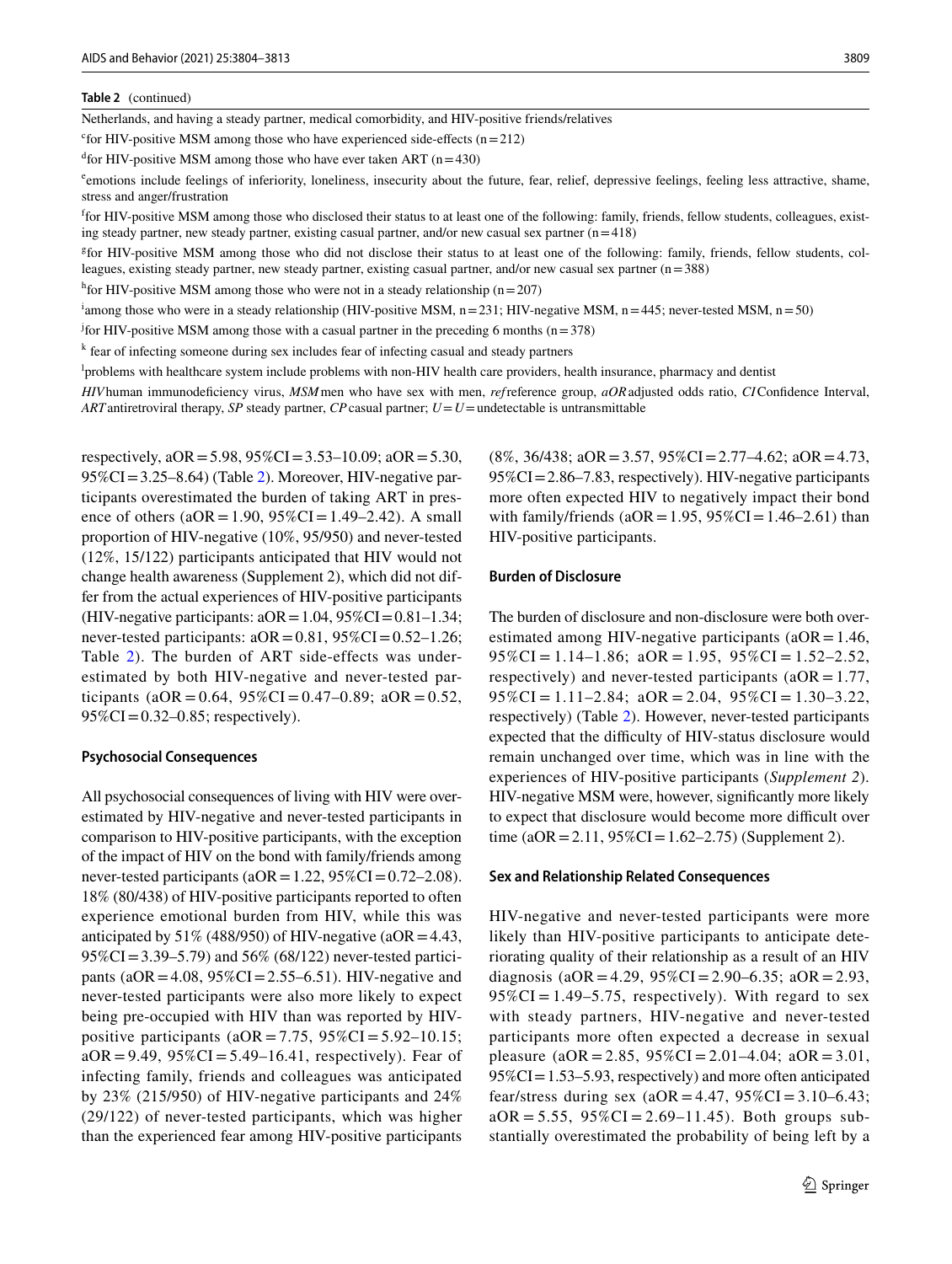**Table 2** (continued)

Netherlands, and having a steady partner, medical comorbidity, and HIV-positive friends/relatives

[c] for HIV-positive MSM among those who have experienced side-effects (n = 212)

[d] for HIV-positive MSM among those who have ever taken ART (n = 430)

[e] emotions include feelings of inferiority, loneliness, insecurity about the future, fear, relief, depressive feelings, feeling less attractive, shame, stress and anger/frustration

[f] for HIV-positive MSM among those who disclosed their status to at least one of the following: family, friends, fellow students, colleagues, existing steady partner, new steady partner, existing casual partner, and/or new casual sex partner (n = 418)

[g] for HIV-positive MSM among those who did not disclose their status to at least one of the following: family, friends, fellow students, colleagues, existing steady partner, new steady partner, existing casual partner, and/or new casual sex partner (n = 388)

[h] for HIV-positive MSM among those who were not in a steady relationship (n = 207)

[i] among those who were in a steady relationship (HIV-positive MSM, n = 231; HIV-negative MSM, n = 445; never-tested MSM, n = 50)

[j] for HIV-positive MSM among those with a casual partner in the preceding 6 months (n = 378)

[k] fear of infecting someone during sex includes fear of infecting casual and steady partners

[l] problems with healthcare system include problems with non-HIV health care providers, health insurance, pharmacy and dentist

*HIV* human immunodeficiency virus, *MSM* men who have sex with men, *ref* reference group, *aOR* adjusted odds ratio, *CI* Confidence Interval, *ART* antiretroviral therapy, *SP* steady partner, *CP* casual partner; *U = U* = undetectable is untransmittable

respectively, aOR = 5.98, 95%CI = 3.53–10.09; aOR = 5.30, 95%CI = 3.25–8.64) (Table 2). Moreover, HIV-negative participants overestimated the burden of taking ART in presence of others (aOR = 1.90, 95%CI = 1.49–2.42). A small proportion of HIV-negative (10%, 95/950) and never-tested (12%, 15/122) participants anticipated that HIV would not change health awareness (Supplement 2), which did not differ from the actual experiences of HIV-positive participants (HIV-negative participants: aOR = 1.04, 95%CI = 0.81–1.34; never-tested participants: aOR = 0.81, 95%CI = 0.52–1.26; Table 2). The burden of ART side-effects was underestimated by both HIV-negative and never-tested participants (aOR = 0.64, 95%CI = 0.47–0.89; aOR = 0.52, 95%CI = 0.32–0.85; respectively).

### Psychosocial Consequences

All psychosocial consequences of living with HIV were overestimated by HIV-negative and never-tested participants in comparison to HIV-positive participants, with the exception of the impact of HIV on the bond with family/friends among never-tested participants (aOR = 1.22, 95%CI = 0.72–2.08). 18% (80/438) of HIV-positive participants reported to often experience emotional burden from HIV, while this was anticipated by 51% (488/950) of HIV-negative (aOR = 4.43, 95%CI = 3.39–5.79) and 56% (68/122) never-tested participants (aOR = 4.08, 95%CI = 2.55–6.51). HIV-negative and never-tested participants were also more likely to expect being pre-occupied with HIV than was reported by HIV-positive participants (aOR = 7.75, 95%CI = 5.92–10.15; aOR = 9.49, 95%CI = 5.49–16.41, respectively). Fear of infecting family, friends and colleagues was anticipated by 23% (215/950) of HIV-negative participants and 24% (29/122) of never-tested participants, which was higher than the experienced fear among HIV-positive participants (8%, 36/438; aOR = 3.57, 95%CI = 2.77–4.62; aOR = 4.73, 95%CI = 2.86–7.83, respectively). HIV-negative participants more often expected HIV to negatively impact their bond with family/friends (aOR = 1.95, 95%CI = 1.46–2.61) than HIV-positive participants.

### Burden of Disclosure

The burden of disclosure and non-disclosure were both overestimated among HIV-negative participants (aOR = 1.46, 95%CI = 1.14–1.86; aOR = 1.95, 95%CI = 1.52–2.52, respectively) and never-tested participants (aOR = 1.77, 95%CI = 1.11–2.84; aOR = 2.04, 95%CI = 1.30–3.22, respectively) (Table 2). However, never-tested participants expected that the difficulty of HIV-status disclosure would remain unchanged over time, which was in line with the experiences of HIV-positive participants (*Supplement 2*). HIV-negative MSM were, however, significantly more likely to expect that disclosure would become more difficult over time (aOR = 2.11, 95%CI = 1.62–2.75) (Supplement 2).

### Sex and Relationship Related Consequences

HIV-negative and never-tested participants were more likely than HIV-positive participants to anticipate deteriorating quality of their relationship as a result of an HIV diagnosis (aOR = 4.29, 95%CI = 2.90–6.35; aOR = 2.93, 95%CI = 1.49–5.75, respectively). With regard to sex with steady partners, HIV-negative and never-tested participants more often expected a decrease in sexual pleasure (aOR = 2.85, 95%CI = 2.01–4.04; aOR = 3.01, 95%CI = 1.53–5.93, respectively) and more often anticipated fear/stress during sex (aOR = 4.47, 95%CI = 3.10–6.43; aOR = 5.55, 95%CI = 2.69–11.45). Both groups substantially overestimated the probability of being left by a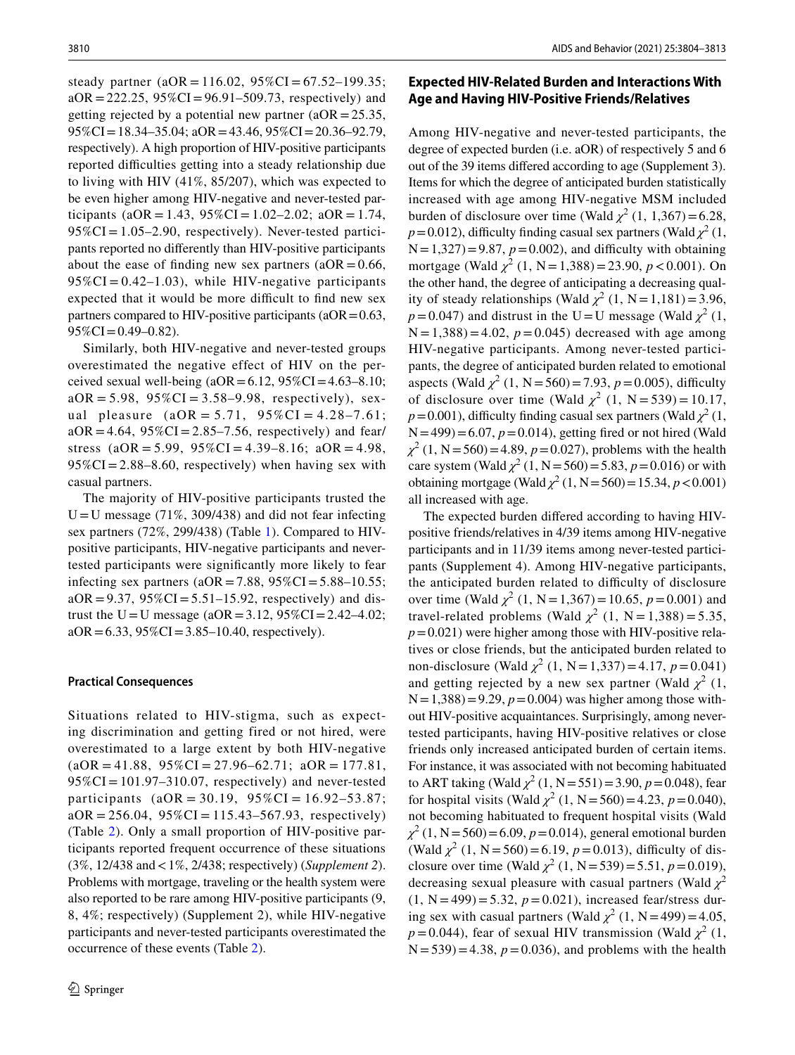steady partner (aOR = 116.02, 95%CI = 67.52–199.35; aOR = 222.25, 95%CI = 96.91–509.73, respectively) and getting rejected by a potential new partner (aOR = 25.35, 95%CI = 18.34–35.04; aOR = 43.46, 95%CI = 20.36–92.79, respectively). A high proportion of HIV-positive participants reported difficulties getting into a steady relationship due to living with HIV (41%, 85/207), which was expected to be even higher among HIV-negative and never-tested participants (aOR = 1.43, 95%CI = 1.02–2.02; aOR = 1.74, 95%CI = 1.05–2.90, respectively). Never-tested participants reported no differently than HIV-positive participants about the ease of finding new sex partners (aOR = 0.66, 95%CI = 0.42–1.03), while HIV-negative participants expected that it would be more difficult to find new sex partners compared to HIV-positive participants (aOR = 0.63, 95%CI = 0.49–0.82).

Similarly, both HIV-negative and never-tested groups overestimated the negative effect of HIV on the perceived sexual well-being (aOR = 6.12, 95%CI = 4.63–8.10; aOR = 5.98, 95%CI = 3.58–9.98, respectively), sexual pleasure (aOR = 5.71, 95%CI = 4.28–7.61; aOR = 4.64, 95%CI = 2.85–7.56, respectively) and fear/stress (aOR = 5.99, 95%CI = 4.39–8.16; aOR = 4.98, 95%CI = 2.88–8.60, respectively) when having sex with casual partners.

The majority of HIV-positive participants trusted the U = U message (71%, 309/438) and did not fear infecting sex partners (72%, 299/438) (Table 1). Compared to HIV-positive participants, HIV-negative participants and never-tested participants were significantly more likely to fear infecting sex partners (aOR = 7.88, 95%CI = 5.88–10.55; aOR = 9.37, 95%CI = 5.51–15.92, respectively) and distrust the U = U message (aOR = 3.12, 95%CI = 2.42–4.02; aOR = 6.33, 95%CI = 3.85–10.40, respectively).

#### Practical Consequences

Situations related to HIV-stigma, such as expecting discrimination and getting fired or not hired, were overestimated to a large extent by both HIV-negative (aOR = 41.88, 95%CI = 27.96–62.71; aOR = 177.81, 95%CI = 101.97–310.07, respectively) and never-tested participants (aOR = 30.19, 95%CI = 16.92–53.87; aOR = 256.04, 95%CI = 115.43–567.93, respectively) (Table 2). Only a small proportion of HIV-positive participants reported frequent occurrence of these situations (3%, 12/438 and < 1%, 2/438; respectively) (*Supplement 2*). Problems with mortgage, traveling or the health system were also reported to be rare among HIV-positive participants (9, 8, 4%; respectively) (Supplement 2), while HIV-negative participants and never-tested participants overestimated the occurrence of these events (Table 2).

### Expected HIV-Related Burden and Interactions With Age and Having HIV-Positive Friends/Relatives

Among HIV-negative and never-tested participants, the degree of expected burden (i.e. aOR) of respectively 5 and 6 out of the 39 items differed according to age (Supplement 3). Items for which the degree of anticipated burden statistically increased with age among HIV-negative MSM included burden of disclosure over time (Wald $\chi^2$ (1, 1,367) = 6.28, $p = 0.012$), difficulty finding casual sex partners (Wald $\chi^2$ (1, N = 1,327) = 9.87, $p = 0.002$), and difficulty with obtaining mortgage (Wald $\chi^2$ (1, N = 1,388) = 23.90, $p < 0.001$). On the other hand, the degree of anticipating a decreasing quality of steady relationships (Wald $\chi^2$ (1, N = 1,181) = 3.96, $p = 0.047$) and distrust in the U = U message (Wald $\chi^2$ (1, N = 1,388) = 4.02, $p = 0.045$) decreased with age among HIV-negative participants. Among never-tested participants, the degree of anticipated burden related to emotional aspects (Wald $\chi^2$ (1, N = 560) = 7.93, $p = 0.005$), difficulty of disclosure over time (Wald $\chi^2$ (1, N = 539) = 10.17, $p = 0.001$), difficulty finding casual sex partners (Wald $\chi^2$ (1, N = 499) = 6.07, $p = 0.014$), getting fired or not hired (Wald $\chi^2$ (1, N = 560) = 4.89, $p = 0.027$), problems with the health care system (Wald $\chi^2$ (1, N = 560) = 5.83, $p = 0.016$) or with obtaining mortgage (Wald $\chi^2$ (1, N = 560) = 15.34, $p < 0.001$) all increased with age.

The expected burden differed according to having HIV-positive friends/relatives in 4/39 items among HIV-negative participants and in 11/39 items among never-tested participants (Supplement 4). Among HIV-negative participants, the anticipated burden related to difficulty of disclosure over time (Wald $\chi^2$ (1, N = 1,367) = 10.65, $p = 0.001$) and travel-related problems (Wald $\chi^2$ (1, N = 1,388) = 5.35, $p = 0.021$) were higher among those with HIV-positive relatives or close friends, but the anticipated burden related to non-disclosure (Wald $\chi^2$ (1, N = 1,337) = 4.17, $p = 0.041$) and getting rejected by a new sex partner (Wald $\chi^2$ (1, N = 1,388) = 9.29, $p = 0.004$) was higher among those without HIV-positive acquaintances. Surprisingly, among never-tested participants, having HIV-positive relatives or close friends only increased anticipated burden of certain items. For instance, it was associated with not becoming habituated to ART taking (Wald $\chi^2$ (1, N = 551) = 3.90, $p = 0.048$), fear for hospital visits (Wald $\chi^2$ (1, N = 560) = 4.23, $p = 0.040$), not becoming habituated to frequent hospital visits (Wald $\chi^2$ (1, N = 560) = 6.09, $p = 0.014$), general emotional burden (Wald $\chi^2$ (1, N = 560) = 6.19, $p = 0.013$), difficulty of disclosure over time (Wald $\chi^2$ (1, N = 539) = 5.51, $p = 0.019$), decreasing sexual pleasure with casual partners (Wald $\chi^2$ (1, N = 499) = 5.32, $p = 0.021$), increased fear/stress during sex with casual partners (Wald $\chi^2$ (1, N = 499) = 4.05, $p = 0.044$), fear of sexual HIV transmission (Wald $\chi^2$ (1, N = 539) = 4.38, $p = 0.036$), and problems with the health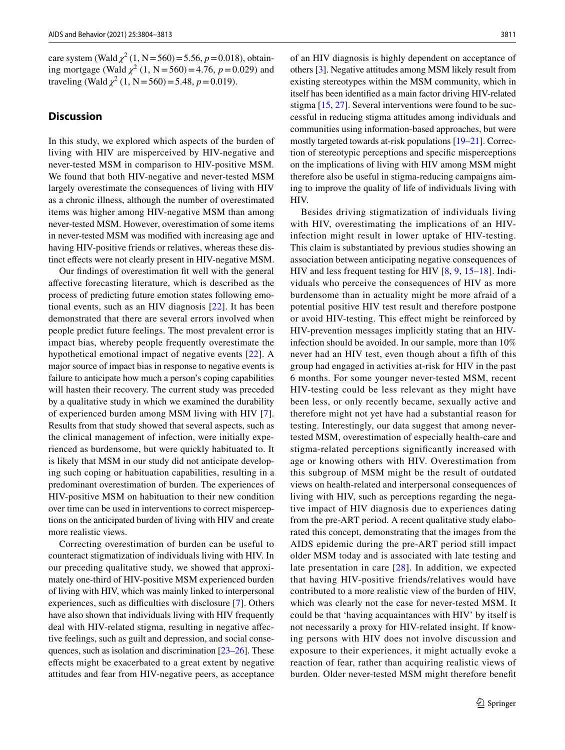care system (Wald $\chi^2$ (1, N = 560) = 5.56, $p$ = 0.018), obtaining mortgage (Wald $\chi^2$ (1, N = 560) = 4.76, $p$ = 0.029) and traveling (Wald $\chi^2$ (1, N = 560) = 5.48, $p$ = 0.019).

## Discussion

In this study, we explored which aspects of the burden of living with HIV are misperceived by HIV-negative and never-tested MSM in comparison to HIV-positive MSM. We found that both HIV-negative and never-tested MSM largely overestimate the consequences of living with HIV as a chronic illness, although the number of overestimated items was higher among HIV-negative MSM than among never-tested MSM. However, overestimation of some items in never-tested MSM was modified with increasing age and having HIV-positive friends or relatives, whereas these distinct effects were not clearly present in HIV-negative MSM.

Our findings of overestimation fit well with the general affective forecasting literature, which is described as the process of predicting future emotion states following emotional events, such as an HIV diagnosis [22]. It has been demonstrated that there are several errors involved when people predict future feelings. The most prevalent error is impact bias, whereby people frequently overestimate the hypothetical emotional impact of negative events [22]. A major source of impact bias in response to negative events is failure to anticipate how much a person's coping capabilities will hasten their recovery. The current study was preceded by a qualitative study in which we examined the durability of experienced burden among MSM living with HIV [7]. Results from that study showed that several aspects, such as the clinical management of infection, were initially experienced as burdensome, but were quickly habituated to. It is likely that MSM in our study did not anticipate developing such coping or habituation capabilities, resulting in a predominant overestimation of burden. The experiences of HIV-positive MSM on habituation to their new condition over time can be used in interventions to correct misperceptions on the anticipated burden of living with HIV and create more realistic views.

Correcting overestimation of burden can be useful to counteract stigmatization of individuals living with HIV. In our preceding qualitative study, we showed that approximately one-third of HIV-positive MSM experienced burden of living with HIV, which was mainly linked to interpersonal experiences, such as difficulties with disclosure [7]. Others have also shown that individuals living with HIV frequently deal with HIV-related stigma, resulting in negative affective feelings, such as guilt and depression, and social consequences, such as isolation and discrimination [23–26]. These effects might be exacerbated to a great extent by negative attitudes and fear from HIV-negative peers, as acceptance of an HIV diagnosis is highly dependent on acceptance of others [3]. Negative attitudes among MSM likely result from existing stereotypes within the MSM community, which in itself has been identified as a main factor driving HIV-related stigma [15, 27]. Several interventions were found to be successful in reducing stigma attitudes among individuals and communities using information-based approaches, but were mostly targeted towards at-risk populations [19–21]. Correction of stereotypic perceptions and specific misperceptions on the implications of living with HIV among MSM might therefore also be useful in stigma-reducing campaigns aiming to improve the quality of life of individuals living with HIV.

Besides driving stigmatization of individuals living with HIV, overestimating the implications of an HIV-infection might result in lower uptake of HIV-testing. This claim is substantiated by previous studies showing an association between anticipating negative consequences of HIV and less frequent testing for HIV [8, 9, 15–18]. Individuals who perceive the consequences of HIV as more burdensome than in actuality might be more afraid of a potential positive HIV test result and therefore postpone or avoid HIV-testing. This effect might be reinforced by HIV-prevention messages implicitly stating that an HIV-infection should be avoided. In our sample, more than 10% never had an HIV test, even though about a fifth of this group had engaged in activities at-risk for HIV in the past 6 months. For some younger never-tested MSM, recent HIV-testing could be less relevant as they might have been less, or only recently became, sexually active and therefore might not yet have had a substantial reason for testing. Interestingly, our data suggest that among never-tested MSM, overestimation of especially health-care and stigma-related perceptions significantly increased with age or knowing others with HIV. Overestimation from this subgroup of MSM might be the result of outdated views on health-related and interpersonal consequences of living with HIV, such as perceptions regarding the negative impact of HIV diagnosis due to experiences dating from the pre-ART period. A recent qualitative study elaborated this concept, demonstrating that the images from the AIDS epidemic during the pre-ART period still impact older MSM today and is associated with late testing and late presentation in care [28]. In addition, we expected that having HIV-positive friends/relatives would have contributed to a more realistic view of the burden of HIV, which was clearly not the case for never-tested MSM. It could be that 'having acquaintances with HIV' by itself is not necessarily a proxy for HIV-related insight. If knowing persons with HIV does not involve discussion and exposure to their experiences, it might actually evoke a reaction of fear, rather than acquiring realistic views of burden. Older never-tested MSM might therefore benefit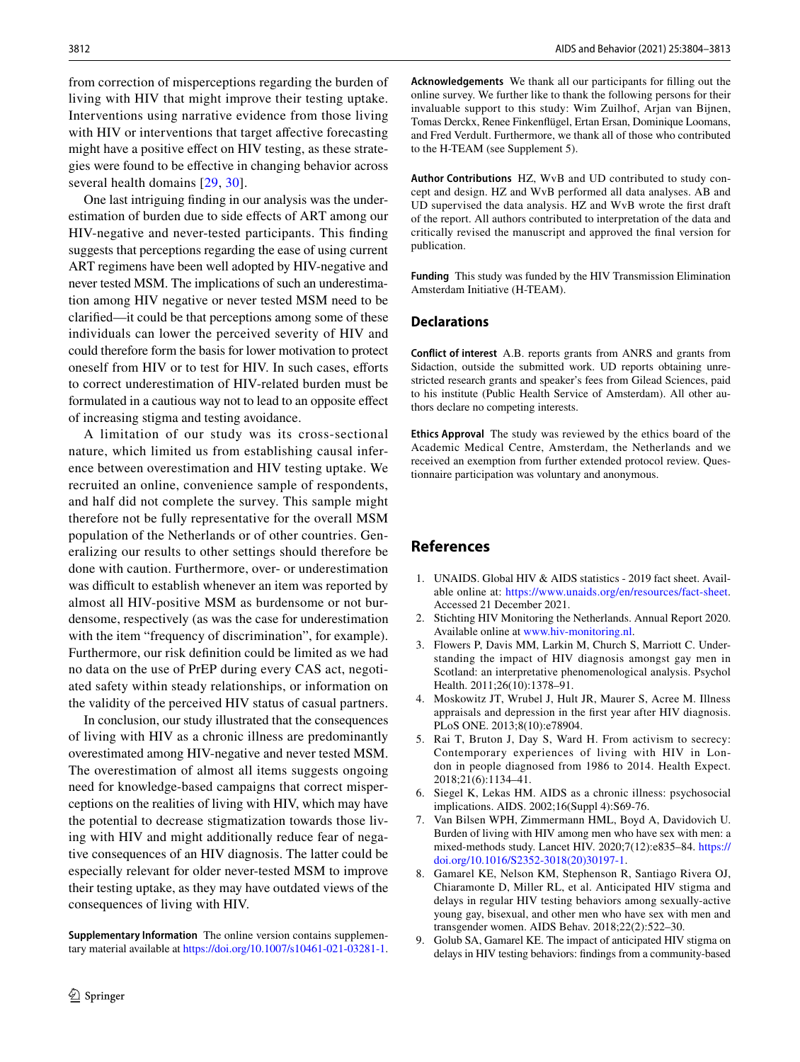from correction of misperceptions regarding the burden of living with HIV that might improve their testing uptake. Interventions using narrative evidence from those living with HIV or interventions that target affective forecasting might have a positive effect on HIV testing, as these strategies were found to be effective in changing behavior across several health domains [29, 30].

One last intriguing finding in our analysis was the underestimation of burden due to side effects of ART among our HIV-negative and never-tested participants. This finding suggests that perceptions regarding the ease of using current ART regimens have been well adopted by HIV-negative and never tested MSM. The implications of such an underestimation among HIV negative or never tested MSM need to be clarified—it could be that perceptions among some of these individuals can lower the perceived severity of HIV and could therefore form the basis for lower motivation to protect oneself from HIV or to test for HIV. In such cases, efforts to correct underestimation of HIV-related burden must be formulated in a cautious way not to lead to an opposite effect of increasing stigma and testing avoidance.

A limitation of our study was its cross-sectional nature, which limited us from establishing causal inference between overestimation and HIV testing uptake. We recruited an online, convenience sample of respondents, and half did not complete the survey. This sample might therefore not be fully representative for the overall MSM population of the Netherlands or of other countries. Generalizing our results to other settings should therefore be done with caution. Furthermore, over- or underestimation was difficult to establish whenever an item was reported by almost all HIV-positive MSM as burdensome or not burdensome, respectively (as was the case for underestimation with the item "frequency of discrimination", for example). Furthermore, our risk definition could be limited as we had no data on the use of PrEP during every CAS act, negotiated safety within steady relationships, or information on the validity of the perceived HIV status of casual partners.

In conclusion, our study illustrated that the consequences of living with HIV as a chronic illness are predominantly overestimated among HIV-negative and never tested MSM. The overestimation of almost all items suggests ongoing need for knowledge-based campaigns that correct misperceptions on the realities of living with HIV, which may have the potential to decrease stigmatization towards those living with HIV and might additionally reduce fear of negative consequences of an HIV diagnosis. The latter could be especially relevant for older never-tested MSM to improve their testing uptake, as they may have outdated views of the consequences of living with HIV.

**Supplementary Information** The online version contains supplementary material available at https://doi.org/10.1007/s10461-021-03281-1.

**Acknowledgements** We thank all our participants for filling out the online survey. We further like to thank the following persons for their invaluable support to this study: Wim Zuilhof, Arjan van Bijnen, Tomas Derckx, Renee Finkenflügel, Ertan Ersan, Dominique Loomans, and Fred Verdult. Furthermore, we thank all of those who contributed to the H-TEAM (see Supplement 5).

**Author Contributions** HZ, WvB and UD contributed to study concept and design. HZ and WvB performed all data analyses. AB and UD supervised the data analysis. HZ and WvB wrote the first draft of the report. All authors contributed to interpretation of the data and critically revised the manuscript and approved the final version for publication.

**Funding** This study was funded by the HIV Transmission Elimination Amsterdam Initiative (H-TEAM).

## Declarations

**Conflict of interest** A.B. reports grants from ANRS and grants from Sidaction, outside the submitted work. UD reports obtaining unrestricted research grants and speaker's fees from Gilead Sciences, paid to his institute (Public Health Service of Amsterdam). All other authors declare no competing interests.

**Ethics Approval** The study was reviewed by the ethics board of the Academic Medical Centre, Amsterdam, the Netherlands and we received an exemption from further extended protocol review. Questionnaire participation was voluntary and anonymous.

## References

1. UNAIDS. Global HIV & AIDS statistics - 2019 fact sheet. Available online at: https://www.unaids.org/en/resources/fact-sheet. Accessed 21 December 2021.
2. Stichting HIV Monitoring the Netherlands. Annual Report 2020. Available online at www.hiv-monitoring.nl.
3. Flowers P, Davis MM, Larkin M, Church S, Marriott C. Understanding the impact of HIV diagnosis amongst gay men in Scotland: an interpretative phenomenological analysis. Psychol Health. 2011;26(10):1378–91.
4. Moskowitz JT, Wrubel J, Hult JR, Maurer S, Acree M. Illness appraisals and depression in the first year after HIV diagnosis. PLoS ONE. 2013;8(10):e78904.
5. Rai T, Bruton J, Day S, Ward H. From activism to secrecy: Contemporary experiences of living with HIV in London in people diagnosed from 1986 to 2014. Health Expect. 2018;21(6):1134–41.
6. Siegel K, Lekas HM. AIDS as a chronic illness: psychosocial implications. AIDS. 2002;16(Suppl 4):S69-76.
7. Van Bilsen WPH, Zimmermann HML, Boyd A, Davidovich U. Burden of living with HIV among men who have sex with men: a mixed-methods study. Lancet HIV. 2020;7(12):e835–84. https://doi.org/10.1016/S2352-3018(20)30197-1.
8. Gamarel KE, Nelson KM, Stephenson R, Santiago Rivera OJ, Chiaramonte D, Miller RL, et al. Anticipated HIV stigma and delays in regular HIV testing behaviors among sexually-active young gay, bisexual, and other men who have sex with men and transgender women. AIDS Behav. 2018;22(2):522–30.
9. Golub SA, Gamarel KE. The impact of anticipated HIV stigma on delays in HIV testing behaviors: findings from a community-based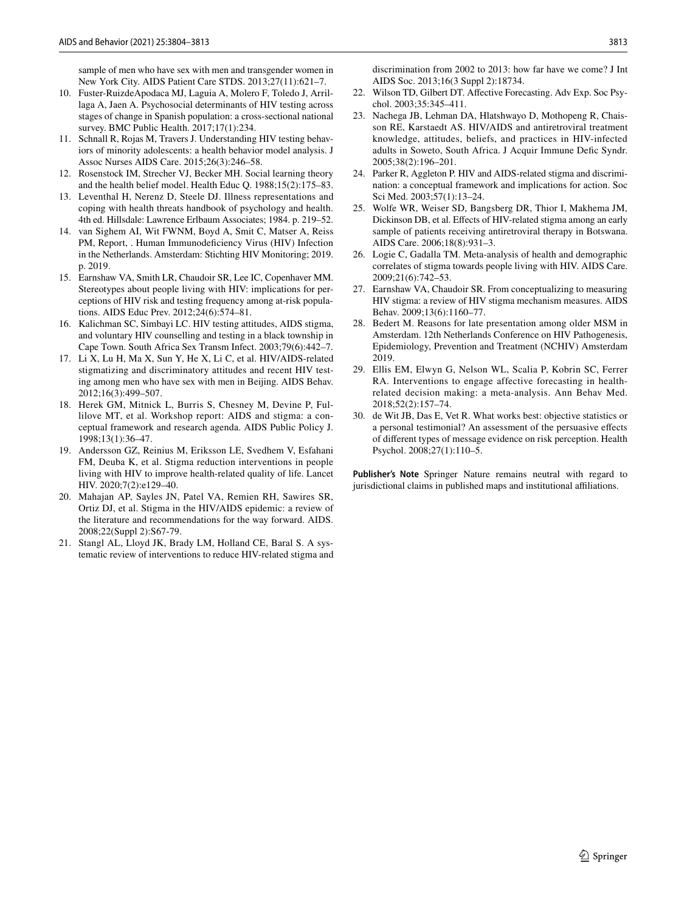sample of men who have sex with men and transgender women in New York City. AIDS Patient Care STDS. 2013;27(11):621–7.

10. Fuster-RuizdeApodaca MJ, Laguia A, Molero F, Toledo J, Arrillaga A, Jaen A. Psychosocial determinants of HIV testing across stages of change in Spanish population: a cross-sectional national survey. BMC Public Health. 2017;17(1):234.
11. Schnall R, Rojas M, Travers J. Understanding HIV testing behaviors of minority adolescents: a health behavior model analysis. J Assoc Nurses AIDS Care. 2015;26(3):246–58.
12. Rosenstock IM, Strecher VJ, Becker MH. Social learning theory and the health belief model. Health Educ Q. 1988;15(2):175–83.
13. Leventhal H, Nerenz D, Steele DJ. Illness representations and coping with health threats handbook of psychology and health. 4th ed. Hillsdale: Lawrence Erlbaum Associates; 1984. p. 219–52.
14. van Sighem AI, Wit FWNM, Boyd A, Smit C, Matser A, Reiss PM, Report, . Human Immunodeficiency Virus (HIV) Infection in the Netherlands. Amsterdam: Stichting HIV Monitoring; 2019. p. 2019.
15. Earnshaw VA, Smith LR, Chaudoir SR, Lee IC, Copenhaver MM. Stereotypes about people living with HIV: implications for perceptions of HIV risk and testing frequency among at-risk populations. AIDS Educ Prev. 2012;24(6):574–81.
16. Kalichman SC, Simbayi LC. HIV testing attitudes, AIDS stigma, and voluntary HIV counselling and testing in a black township in Cape Town. South Africa Sex Transm Infect. 2003;79(6):442–7.
17. Li X, Lu H, Ma X, Sun Y, He X, Li C, et al. HIV/AIDS-related stigmatizing and discriminatory attitudes and recent HIV testing among men who have sex with men in Beijing. AIDS Behav. 2012;16(3):499–507.
18. Herek GM, Mitnick L, Burris S, Chesney M, Devine P, Fullilove MT, et al. Workshop report: AIDS and stigma: a conceptual framework and research agenda. AIDS Public Policy J. 1998;13(1):36–47.
19. Andersson GZ, Reinius M, Eriksson LE, Svedhem V, Esfahani FM, Deuba K, et al. Stigma reduction interventions in people living with HIV to improve health-related quality of life. Lancet HIV. 2020;7(2):e129–40.
20. Mahajan AP, Sayles JN, Patel VA, Remien RH, Sawires SR, Ortiz DJ, et al. Stigma in the HIV/AIDS epidemic: a review of the literature and recommendations for the way forward. AIDS. 2008;22(Suppl 2):S67-79.
21. Stangl AL, Lloyd JK, Brady LM, Holland CE, Baral S. A systematic review of interventions to reduce HIV-related stigma and discrimination from 2002 to 2013: how far have we come? J Int AIDS Soc. 2013;16(3 Suppl 2):18734.
22. Wilson TD, Gilbert DT. Affective Forecasting. Adv Exp. Soc Psychol. 2003;35:345–411.
23. Nachega JB, Lehman DA, Hlatshwayo D, Mothopeng R, Chaisson RE, Karstaedt AS. HIV/AIDS and antiretroviral treatment knowledge, attitudes, beliefs, and practices in HIV-infected adults in Soweto, South Africa. J Acquir Immune Defic Syndr. 2005;38(2):196–201.
24. Parker R, Aggleton P. HIV and AIDS-related stigma and discrimination: a conceptual framework and implications for action. Soc Sci Med. 2003;57(1):13–24.
25. Wolfe WR, Weiser SD, Bangsberg DR, Thior I, Makhema JM, Dickinson DB, et al. Effects of HIV-related stigma among an early sample of patients receiving antiretroviral therapy in Botswana. AIDS Care. 2006;18(8):931–3.
26. Logie C, Gadalla TM. Meta-analysis of health and demographic correlates of stigma towards people living with HIV. AIDS Care. 2009;21(6):742–53.
27. Earnshaw VA, Chaudoir SR. From conceptualizing to measuring HIV stigma: a review of HIV stigma mechanism measures. AIDS Behav. 2009;13(6):1160–77.
28. Bedert M. Reasons for late presentation among older MSM in Amsterdam. 12th Netherlands Conference on HIV Pathogenesis, Epidemiology, Prevention and Treatment (NCHIV) Amsterdam 2019.
29. Ellis EM, Elwyn G, Nelson WL, Scalia P, Kobrin SC, Ferrer RA. Interventions to engage affective forecasting in health-related decision making: a meta-analysis. Ann Behav Med. 2018;52(2):157–74.
30. de Wit JB, Das E, Vet R. What works best: objective statistics or a personal testimonial? An assessment of the persuasive effects of different types of message evidence on risk perception. Health Psychol. 2008;27(1):110–5.

**Publisher's Note** Springer Nature remains neutral with regard to jurisdictional claims in published maps and institutional affiliations.